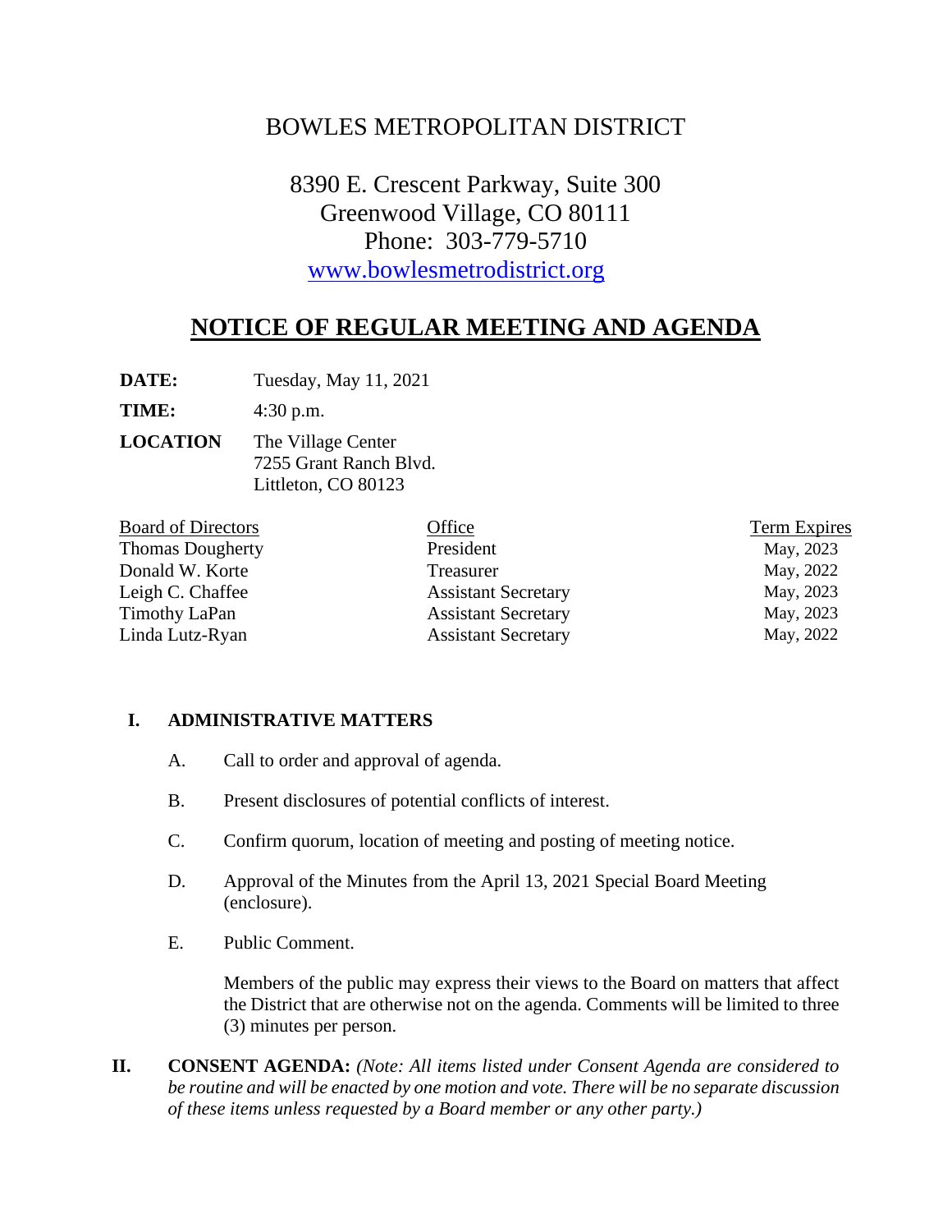# BOWLES METROPOLITAN DISTRICT

8390 E. Crescent Parkway, Suite 300
Greenwood Village, CO 80111
Phone: 303-779-5710
www.bowlesmetrodistrict.org

## NOTICE OF REGULAR MEETING AND AGENDA

**DATE:** Tuesday, May 11, 2021

**TIME:** 4:30 p.m.

**LOCATION** The Village Center
7255 Grant Ranch Blvd.
Littleton, CO 80123

| Board of Directors | Office | Term Expires |
|---|---|---|
| Thomas Dougherty | President | May, 2023 |
| Donald W. Korte | Treasurer | May, 2022 |
| Leigh C. Chaffee | Assistant Secretary | May, 2023 |
| Timothy LaPan | Assistant Secretary | May, 2023 |
| Linda Lutz-Ryan | Assistant Secretary | May, 2022 |

**I. ADMINISTRATIVE MATTERS**

A. Call to order and approval of agenda.

B. Present disclosures of potential conflicts of interest.

C. Confirm quorum, location of meeting and posting of meeting notice.

D. Approval of the Minutes from the April 13, 2021 Special Board Meeting (enclosure).

E. Public Comment.

Members of the public may express their views to the Board on matters that affect the District that are otherwise not on the agenda. Comments will be limited to three (3) minutes per person.

**II. CONSENT AGENDA:** *(Note: All items listed under Consent Agenda are considered to be routine and will be enacted by one motion and vote. There will be no separate discussion of these items unless requested by a Board member or any other party.)*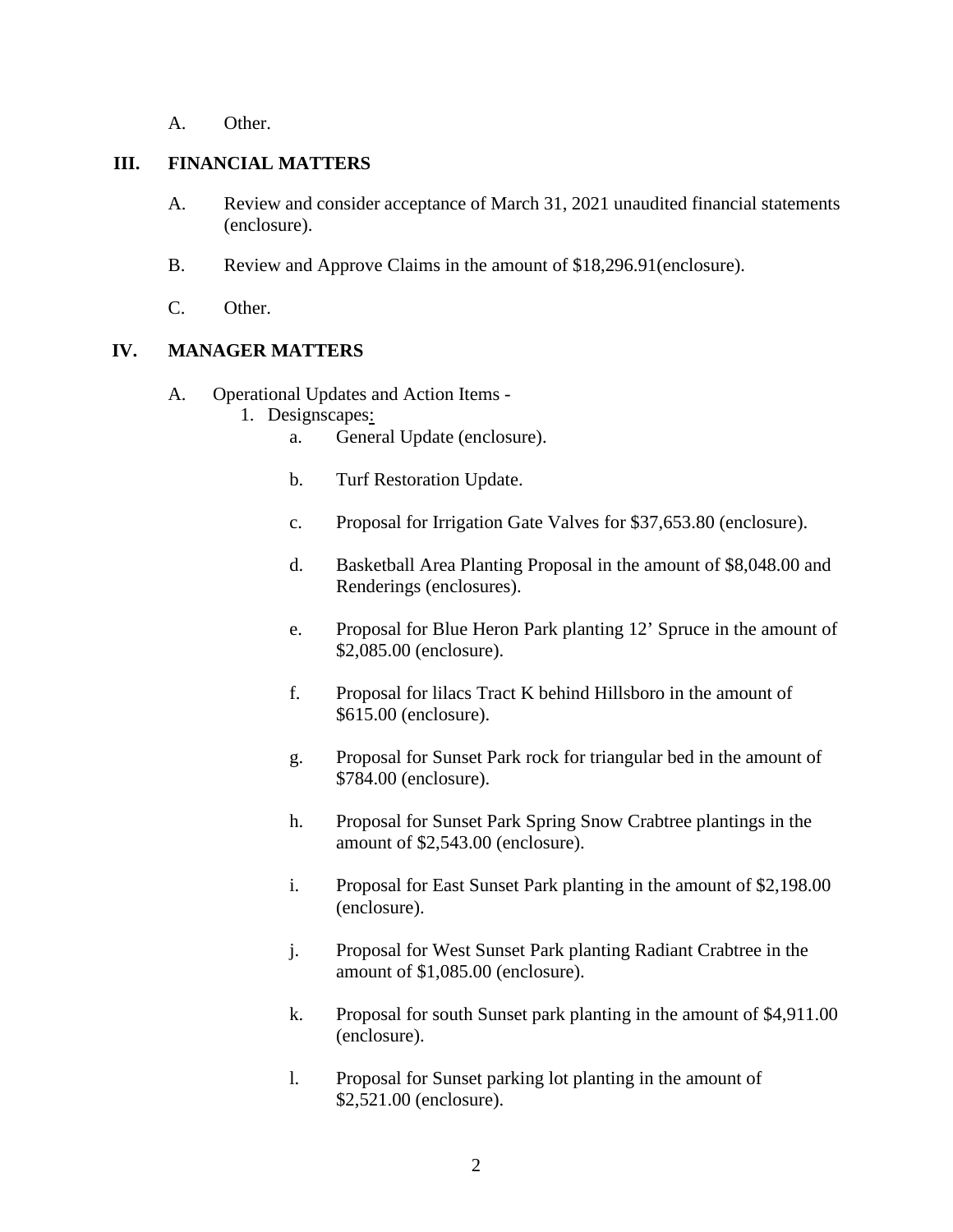A. Other.

## III. FINANCIAL MATTERS

A. Review and consider acceptance of March 31, 2021 unaudited financial statements (enclosure).

B. Review and Approve Claims in the amount of $18,296.91(enclosure).

C. Other.

## IV. MANAGER MATTERS

A. Operational Updates and Action Items -

1. Designscapes:

   a. General Update (enclosure).

   b. Turf Restoration Update.

   c. Proposal for Irrigation Gate Valves for $37,653.80 (enclosure).

   d. Basketball Area Planting Proposal in the amount of $8,048.00 and Renderings (enclosures).

   e. Proposal for Blue Heron Park planting 12' Spruce in the amount of $2,085.00 (enclosure).

   f. Proposal for lilacs Tract K behind Hillsboro in the amount of $615.00 (enclosure).

   g. Proposal for Sunset Park rock for triangular bed in the amount of $784.00 (enclosure).

   h. Proposal for Sunset Park Spring Snow Crabtree plantings in the amount of $2,543.00 (enclosure).

   i. Proposal for East Sunset Park planting in the amount of $2,198.00 (enclosure).

   j. Proposal for West Sunset Park planting Radiant Crabtree in the amount of $1,085.00 (enclosure).

   k. Proposal for south Sunset park planting in the amount of $4,911.00 (enclosure).

   l. Proposal for Sunset parking lot planting in the amount of $2,521.00 (enclosure).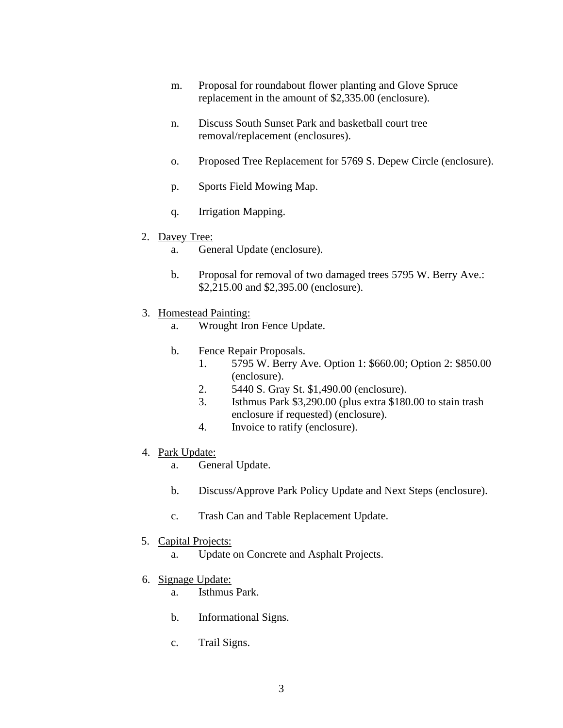m. Proposal for roundabout flower planting and Glove Spruce replacement in the amount of $2,335.00 (enclosure).

n. Discuss South Sunset Park and basketball court tree removal/replacement (enclosures).

o. Proposed Tree Replacement for 5769 S. Depew Circle (enclosure).

p. Sports Field Mowing Map.

q. Irrigation Mapping.

2. <u>Davey Tree:</u>
   a. General Update (enclosure).

   b. Proposal for removal of two damaged trees 5795 W. Berry Ave.: $2,215.00 and $2,395.00 (enclosure).

3. <u>Homestead Painting:</u>
   a. Wrought Iron Fence Update.

   b. Fence Repair Proposals.
      1. 5795 W. Berry Ave. Option 1: $660.00; Option 2: $850.00 (enclosure).
      2. 5440 S. Gray St. $1,490.00 (enclosure).
      3. Isthmus Park $3,290.00 (plus extra $180.00 to stain trash enclosure if requested) (enclosure).
      4. Invoice to ratify (enclosure).

4. <u>Park Update:</u>
   a. General Update.

   b. Discuss/Approve Park Policy Update and Next Steps (enclosure).

   c. Trash Can and Table Replacement Update.

5. <u>Capital Projects:</u>
   a. Update on Concrete and Asphalt Projects.

6. <u>Signage Update:</u>
   a. Isthmus Park.

   b. Informational Signs.

   c. Trail Signs.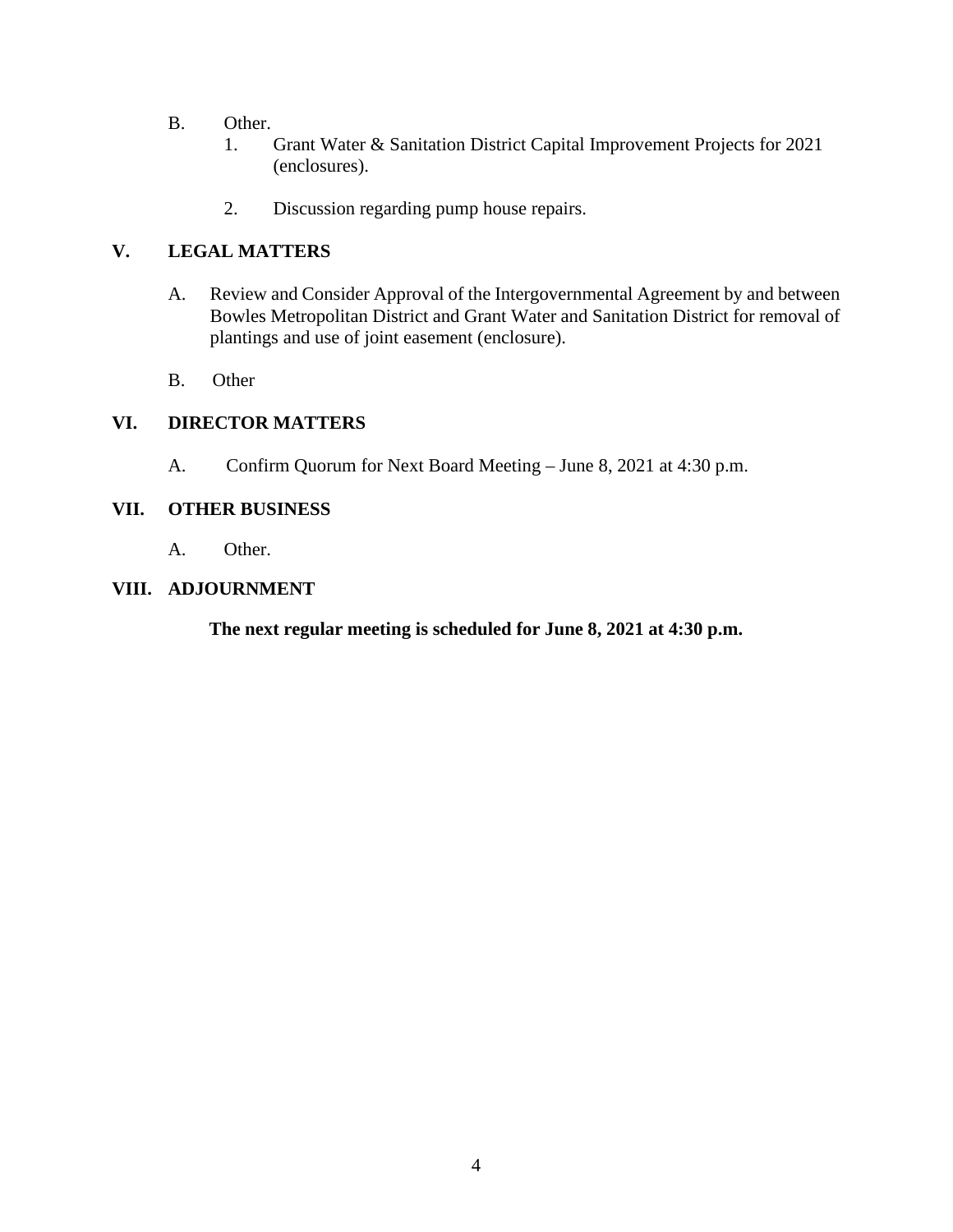B. Other.
   1. Grant Water & Sanitation District Capital Improvement Projects for 2021 (enclosures).

   2. Discussion regarding pump house repairs.

## V. LEGAL MATTERS

A. Review and Consider Approval of the Intergovernmental Agreement by and between Bowles Metropolitan District and Grant Water and Sanitation District for removal of plantings and use of joint easement (enclosure).

B. Other

## VI. DIRECTOR MATTERS

A. Confirm Quorum for Next Board Meeting – June 8, 2021 at 4:30 p.m.

## VII. OTHER BUSINESS

A. Other.

## VIII. ADJOURNMENT

**The next regular meeting is scheduled for June 8, 2021 at 4:30 p.m.**